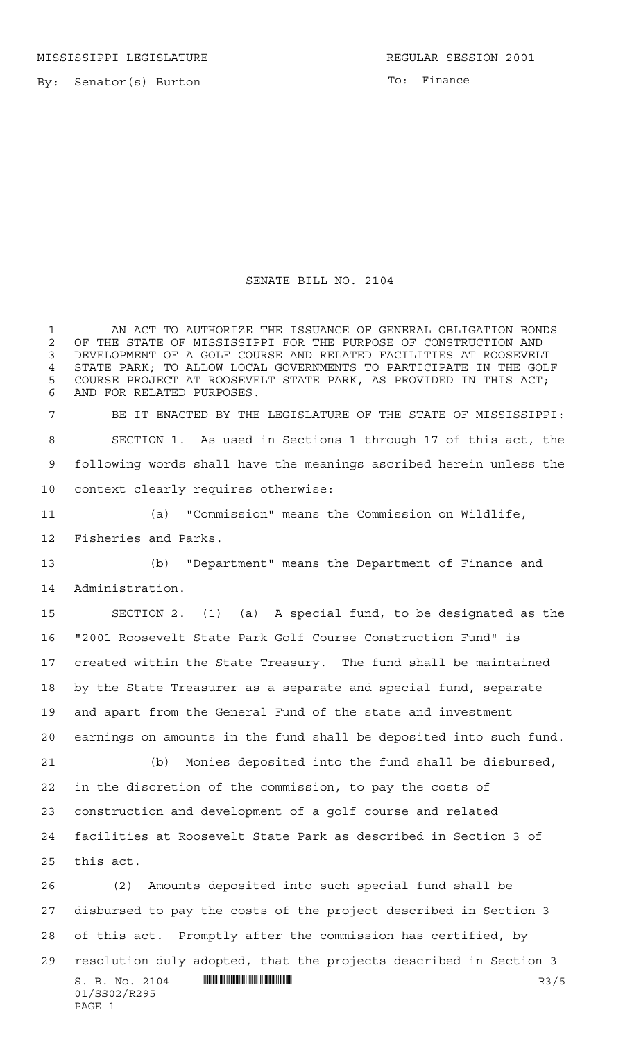MISSISSIPPI LEGISLATURE REGULAR SESSION 2001

By: Senator(s) Burton

To: Finance

# SENATE BILL NO. 2104

AN ACT TO AUTHORIZE THE ISSUANCE OF GENERAL OBLIGATION BONDS OF THE STATE OF MISSISSIPPI FOR THE PURPOSE OF CONSTRUCTION AND DEVELOPMENT OF A GOLF COURSE AND RELATED FACILITIES AT ROOSEVELT STATE PARK; TO ALLOW LOCAL GOVERNMENTS TO PARTICIPATE IN THE GOLF COURSE PROJECT AT ROOSEVELT STATE PARK, AS PROVIDED IN THIS ACT; AND FOR RELATED PURPOSES.

BE IT ENACTED BY THE LEGISLATURE OF THE STATE OF MISSISSIPPI:

SECTION 1. As used in Sections 1 through 17 of this act, the following words shall have the meanings ascribed herein unless the context clearly requires otherwise:

(a) "Commission" means the Commission on Wildlife, Fisheries and Parks.

(b) "Department" means the Department of Finance and Administration.

SECTION 2. (1) (a) A special fund, to be designated as the "2001 Roosevelt State Park Golf Course Construction Fund" is created within the State Treasury. The fund shall be maintained by the State Treasurer as a separate and special fund, separate and apart from the General Fund of the state and investment earnings on amounts in the fund shall be deposited into such fund.

(b) Monies deposited into the fund shall be disbursed, in the discretion of the commission, to pay the costs of construction and development of a golf course and related facilities at Roosevelt State Park as described in Section 3 of this act.

(2) Amounts deposited into such special fund shall be disbursed to pay the costs of the project described in Section 3 of this act. Promptly after the commission has certified, by resolution duly adopted, that the projects described in Section 3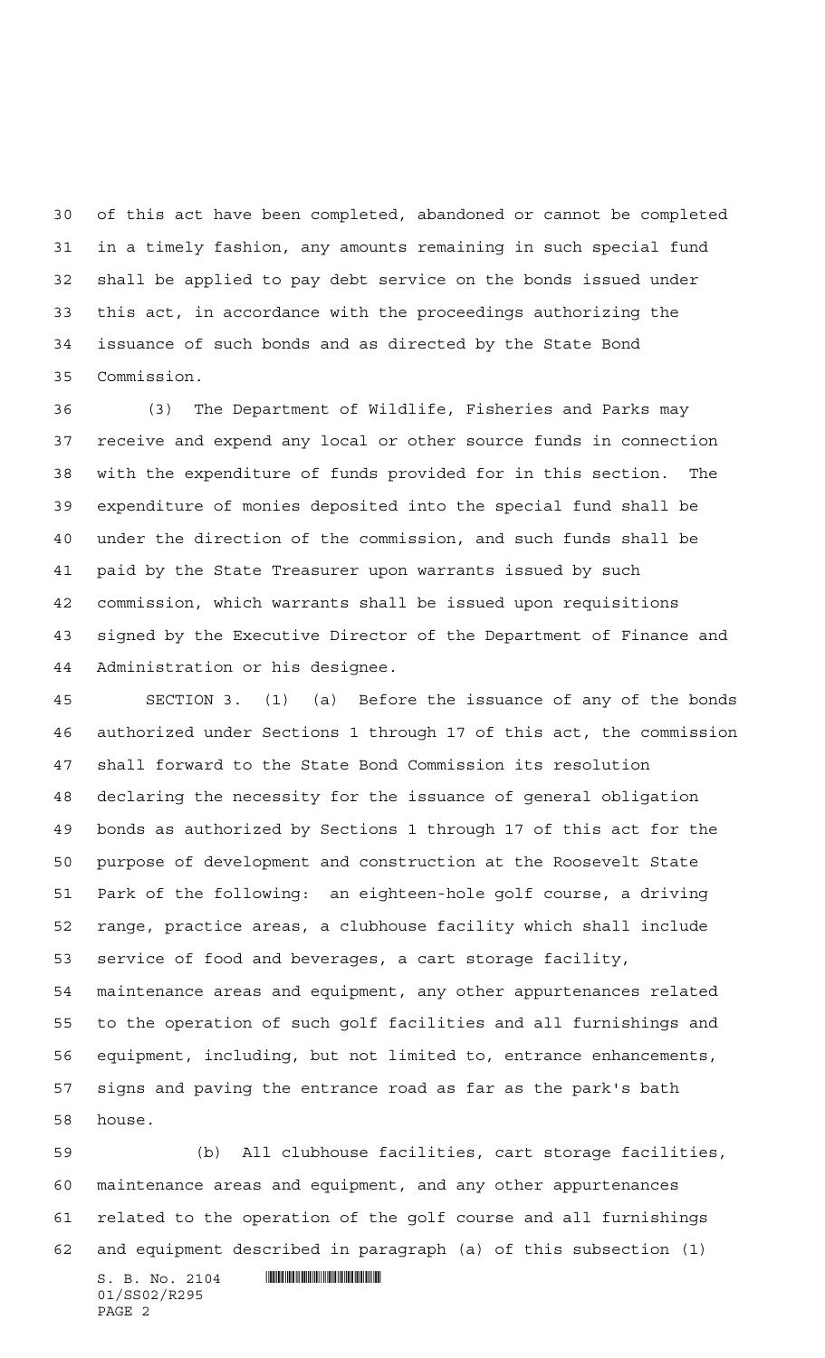of this act have been completed, abandoned or cannot be completed in a timely fashion, any amounts remaining in such special fund shall be applied to pay debt service on the bonds issued under this act, in accordance with the proceedings authorizing the issuance of such bonds and as directed by the State Bond Commission.

(3) The Department of Wildlife, Fisheries and Parks may receive and expend any local or other source funds in connection with the expenditure of funds provided for in this section. The expenditure of monies deposited into the special fund shall be under the direction of the commission, and such funds shall be paid by the State Treasurer upon warrants issued by such commission, which warrants shall be issued upon requisitions signed by the Executive Director of the Department of Finance and Administration or his designee.

SECTION 3. (1) (a) Before the issuance of any of the bonds authorized under Sections 1 through 17 of this act, the commission shall forward to the State Bond Commission its resolution declaring the necessity for the issuance of general obligation bonds as authorized by Sections 1 through 17 of this act for the purpose of development and construction at the Roosevelt State Park of the following: an eighteen-hole golf course, a driving range, practice areas, a clubhouse facility which shall include service of food and beverages, a cart storage facility, maintenance areas and equipment, any other appurtenances related to the operation of such golf facilities and all furnishings and equipment, including, but not limited to, entrance enhancements, signs and paving the entrance road as far as the park's bath house.

(b) All clubhouse facilities, cart storage facilities, maintenance areas and equipment, and any other appurtenances related to the operation of the golf course and all furnishings and equipment described in paragraph (a) of this subsection (1)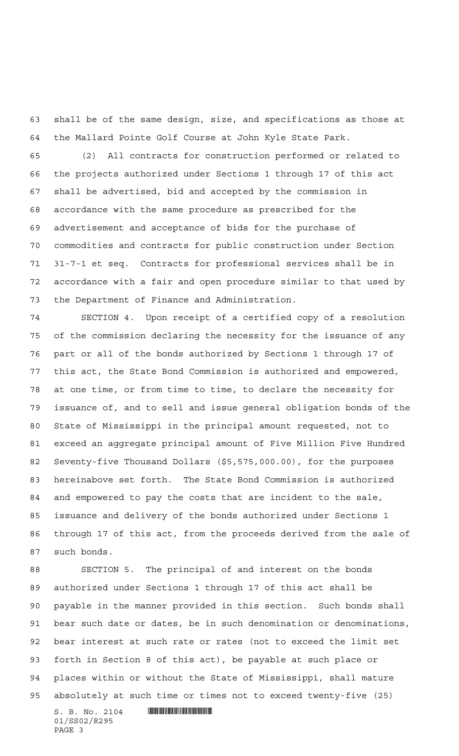shall be of the same design, size, and specifications as those at the Mallard Pointe Golf Course at John Kyle State Park.

(2) All contracts for construction performed or related to the projects authorized under Sections 1 through 17 of this act shall be advertised, bid and accepted by the commission in accordance with the same procedure as prescribed for the advertisement and acceptance of bids for the purchase of commodities and contracts for public construction under Section 31-7-1 et seq. Contracts for professional services shall be in accordance with a fair and open procedure similar to that used by the Department of Finance and Administration.

SECTION 4. Upon receipt of a certified copy of a resolution of the commission declaring the necessity for the issuance of any part or all of the bonds authorized by Sections 1 through 17 of this act, the State Bond Commission is authorized and empowered, at one time, or from time to time, to declare the necessity for issuance of, and to sell and issue general obligation bonds of the State of Mississippi in the principal amount requested, not to exceed an aggregate principal amount of Five Million Five Hundred Seventy-five Thousand Dollars ($5,575,000.00), for the purposes hereinabove set forth. The State Bond Commission is authorized and empowered to pay the costs that are incident to the sale, issuance and delivery of the bonds authorized under Sections 1 through 17 of this act, from the proceeds derived from the sale of such bonds.

SECTION 5. The principal of and interest on the bonds authorized under Sections 1 through 17 of this act shall be payable in the manner provided in this section. Such bonds shall bear such date or dates, be in such denomination or denominations, bear interest at such rate or rates (not to exceed the limit set forth in Section 8 of this act), be payable at such place or places within or without the State of Mississippi, shall mature absolutely at such time or times not to exceed twenty-five (25)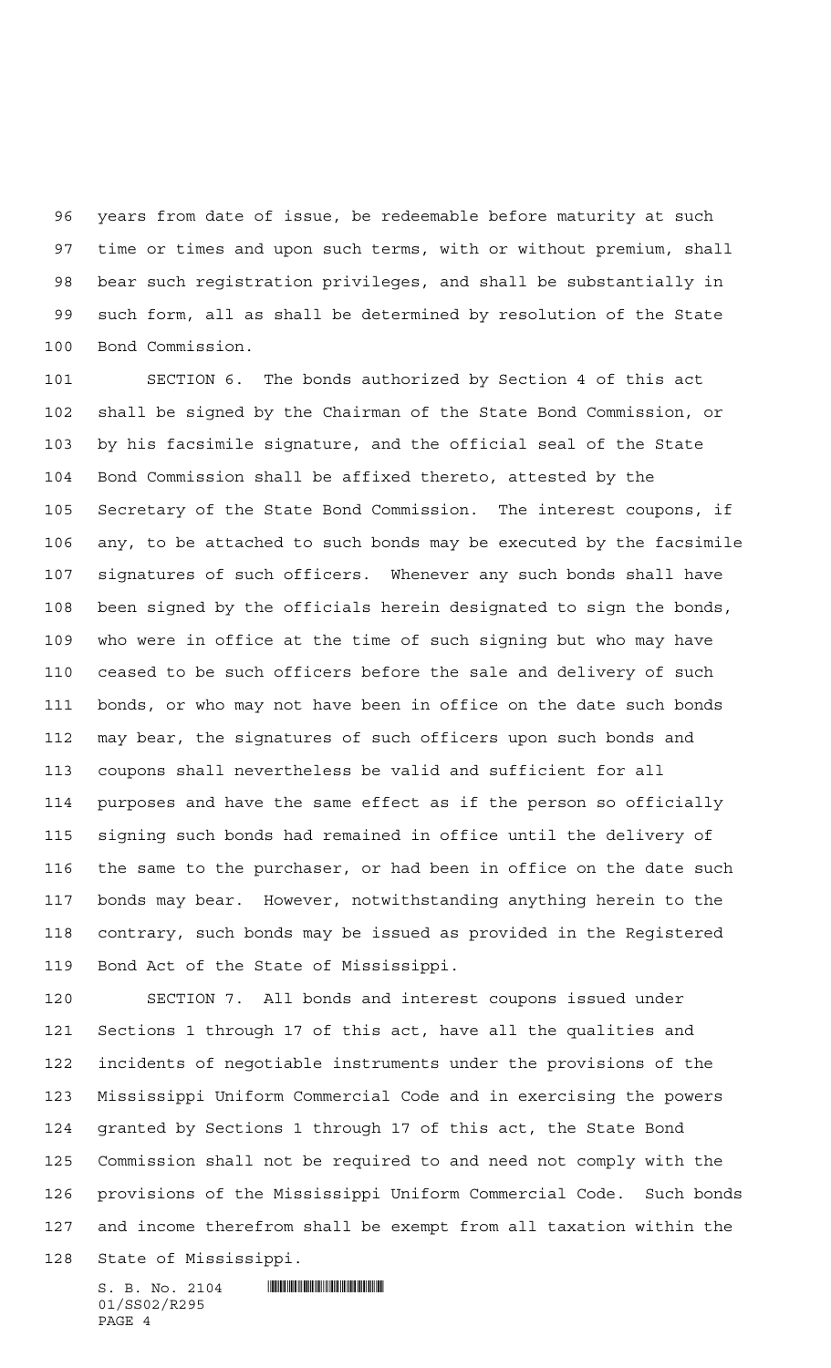years from date of issue, be redeemable before maturity at such time or times and upon such terms, with or without premium, shall bear such registration privileges, and shall be substantially in such form, all as shall be determined by resolution of the State Bond Commission.

SECTION 6. The bonds authorized by Section 4 of this act shall be signed by the Chairman of the State Bond Commission, or by his facsimile signature, and the official seal of the State Bond Commission shall be affixed thereto, attested by the Secretary of the State Bond Commission. The interest coupons, if any, to be attached to such bonds may be executed by the facsimile signatures of such officers. Whenever any such bonds shall have been signed by the officials herein designated to sign the bonds, who were in office at the time of such signing but who may have ceased to be such officers before the sale and delivery of such bonds, or who may not have been in office on the date such bonds may bear, the signatures of such officers upon such bonds and coupons shall nevertheless be valid and sufficient for all purposes and have the same effect as if the person so officially signing such bonds had remained in office until the delivery of the same to the purchaser, or had been in office on the date such bonds may bear. However, notwithstanding anything herein to the contrary, such bonds may be issued as provided in the Registered Bond Act of the State of Mississippi.

SECTION 7. All bonds and interest coupons issued under Sections 1 through 17 of this act, have all the qualities and incidents of negotiable instruments under the provisions of the Mississippi Uniform Commercial Code and in exercising the powers granted by Sections 1 through 17 of this act, the State Bond Commission shall not be required to and need not comply with the provisions of the Mississippi Uniform Commercial Code. Such bonds and income therefrom shall be exempt from all taxation within the State of Mississippi.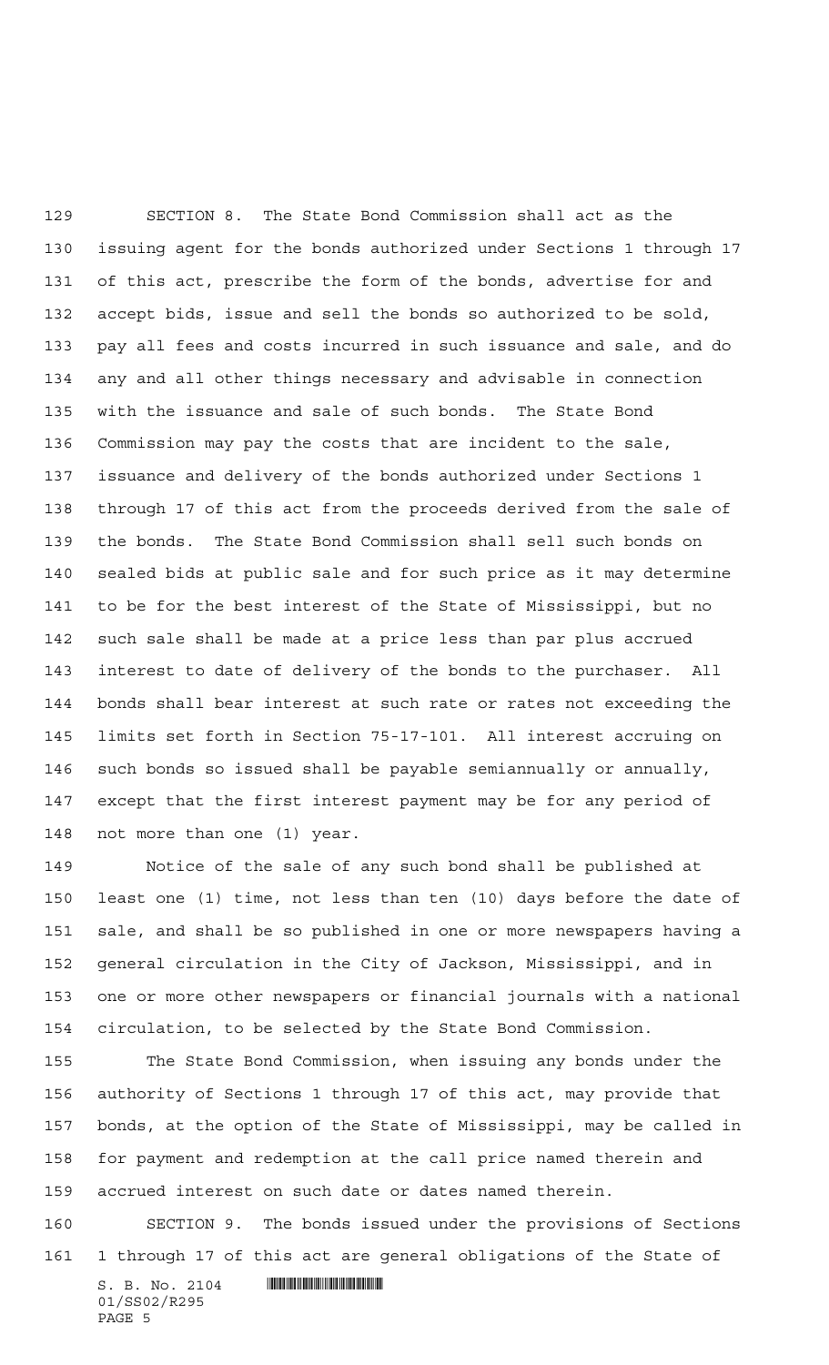SECTION 8. The State Bond Commission shall act as the issuing agent for the bonds authorized under Sections 1 through 17 of this act, prescribe the form of the bonds, advertise for and accept bids, issue and sell the bonds so authorized to be sold, pay all fees and costs incurred in such issuance and sale, and do any and all other things necessary and advisable in connection with the issuance and sale of such bonds. The State Bond Commission may pay the costs that are incident to the sale, issuance and delivery of the bonds authorized under Sections 1 through 17 of this act from the proceeds derived from the sale of the bonds. The State Bond Commission shall sell such bonds on sealed bids at public sale and for such price as it may determine to be for the best interest of the State of Mississippi, but no such sale shall be made at a price less than par plus accrued interest to date of delivery of the bonds to the purchaser. All bonds shall bear interest at such rate or rates not exceeding the limits set forth in Section 75-17-101. All interest accruing on such bonds so issued shall be payable semiannually or annually, except that the first interest payment may be for any period of not more than one (1) year.

Notice of the sale of any such bond shall be published at least one (1) time, not less than ten (10) days before the date of sale, and shall be so published in one or more newspapers having a general circulation in the City of Jackson, Mississippi, and in one or more other newspapers or financial journals with a national circulation, to be selected by the State Bond Commission.

The State Bond Commission, when issuing any bonds under the authority of Sections 1 through 17 of this act, may provide that bonds, at the option of the State of Mississippi, may be called in for payment and redemption at the call price named therein and accrued interest on such date or dates named therein.

SECTION 9. The bonds issued under the provisions of Sections 1 through 17 of this act are general obligations of the State of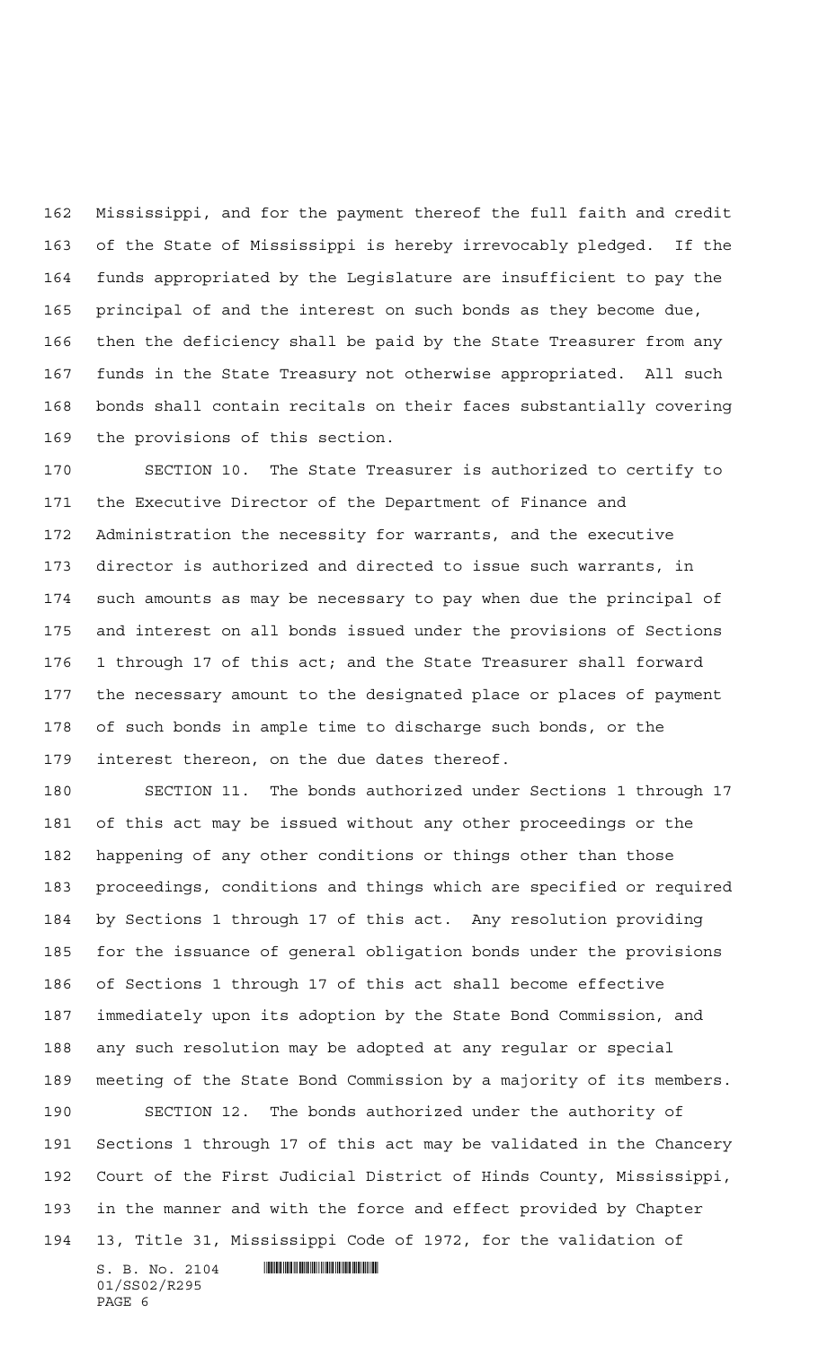Mississippi, and for the payment thereof the full faith and credit of the State of Mississippi is hereby irrevocably pledged. If the funds appropriated by the Legislature are insufficient to pay the principal of and the interest on such bonds as they become due, then the deficiency shall be paid by the State Treasurer from any funds in the State Treasury not otherwise appropriated. All such bonds shall contain recitals on their faces substantially covering the provisions of this section.

SECTION 10. The State Treasurer is authorized to certify to the Executive Director of the Department of Finance and Administration the necessity for warrants, and the executive director is authorized and directed to issue such warrants, in such amounts as may be necessary to pay when due the principal of and interest on all bonds issued under the provisions of Sections 1 through 17 of this act; and the State Treasurer shall forward the necessary amount to the designated place or places of payment of such bonds in ample time to discharge such bonds, or the interest thereon, on the due dates thereof.

SECTION 11. The bonds authorized under Sections 1 through 17 of this act may be issued without any other proceedings or the happening of any other conditions or things other than those proceedings, conditions and things which are specified or required by Sections 1 through 17 of this act. Any resolution providing for the issuance of general obligation bonds under the provisions of Sections 1 through 17 of this act shall become effective immediately upon its adoption by the State Bond Commission, and any such resolution may be adopted at any regular or special meeting of the State Bond Commission by a majority of its members.

SECTION 12. The bonds authorized under the authority of Sections 1 through 17 of this act may be validated in the Chancery Court of the First Judicial District of Hinds County, Mississippi, in the manner and with the force and effect provided by Chapter 13, Title 31, Mississippi Code of 1972, for the validation of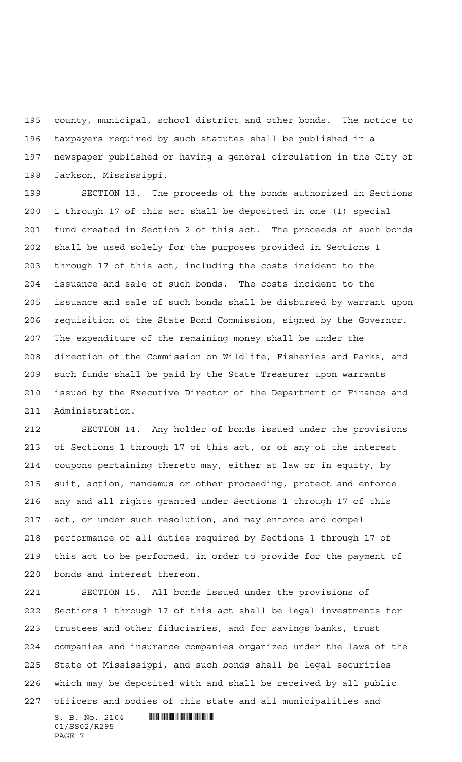county, municipal, school district and other bonds. The notice to taxpayers required by such statutes shall be published in a newspaper published or having a general circulation in the City of Jackson, Mississippi.

SECTION 13. The proceeds of the bonds authorized in Sections 1 through 17 of this act shall be deposited in one (1) special fund created in Section 2 of this act. The proceeds of such bonds shall be used solely for the purposes provided in Sections 1 through 17 of this act, including the costs incident to the issuance and sale of such bonds. The costs incident to the issuance and sale of such bonds shall be disbursed by warrant upon requisition of the State Bond Commission, signed by the Governor. The expenditure of the remaining money shall be under the direction of the Commission on Wildlife, Fisheries and Parks, and such funds shall be paid by the State Treasurer upon warrants issued by the Executive Director of the Department of Finance and Administration.

SECTION 14. Any holder of bonds issued under the provisions of Sections 1 through 17 of this act, or of any of the interest coupons pertaining thereto may, either at law or in equity, by suit, action, mandamus or other proceeding, protect and enforce any and all rights granted under Sections 1 through 17 of this act, or under such resolution, and may enforce and compel performance of all duties required by Sections 1 through 17 of this act to be performed, in order to provide for the payment of bonds and interest thereon.

SECTION 15. All bonds issued under the provisions of Sections 1 through 17 of this act shall be legal investments for trustees and other fiduciaries, and for savings banks, trust companies and insurance companies organized under the laws of the State of Mississippi, and such bonds shall be legal securities which may be deposited with and shall be received by all public officers and bodies of this state and all municipalities and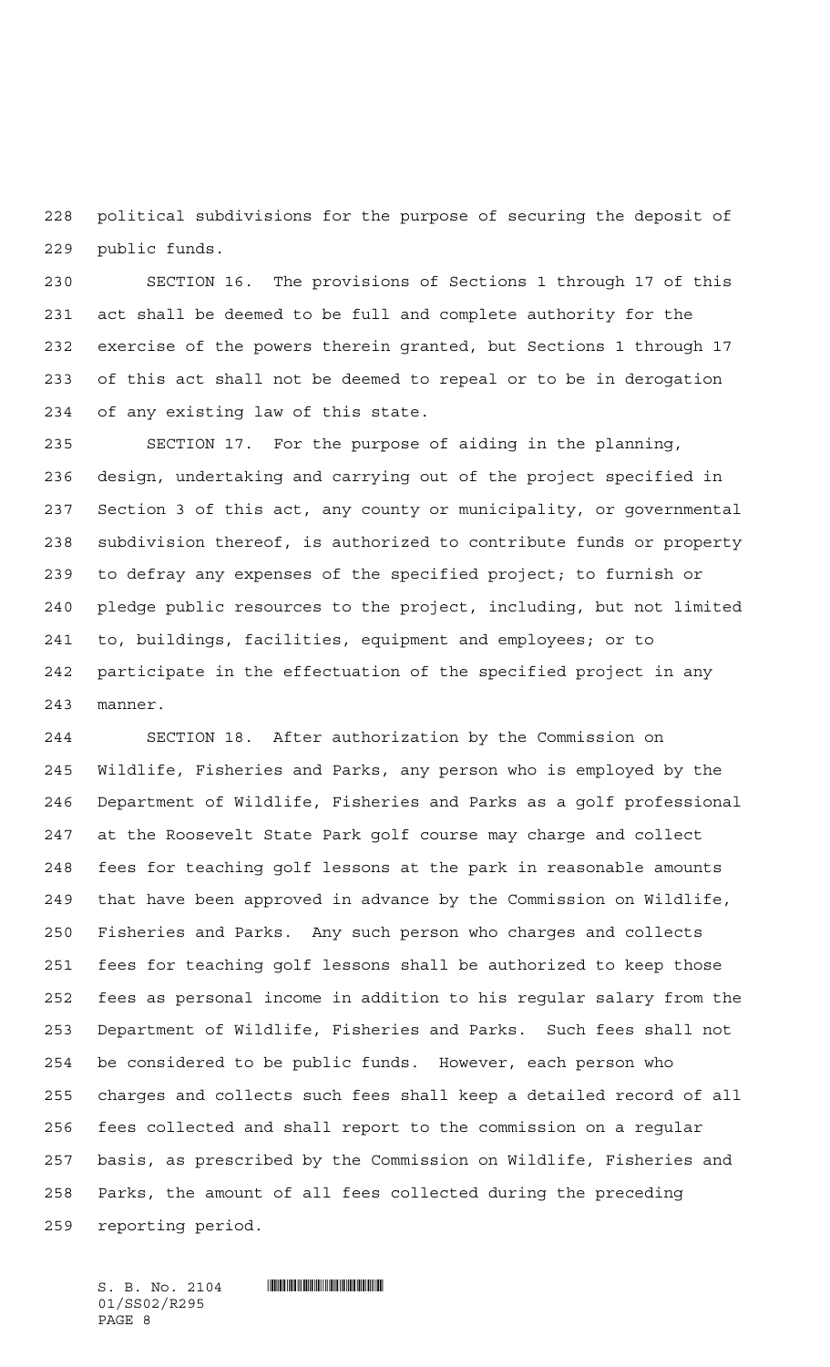political subdivisions for the purpose of securing the deposit of public funds.

SECTION 16. The provisions of Sections 1 through 17 of this act shall be deemed to be full and complete authority for the exercise of the powers therein granted, but Sections 1 through 17 of this act shall not be deemed to repeal or to be in derogation of any existing law of this state.

SECTION 17. For the purpose of aiding in the planning, design, undertaking and carrying out of the project specified in Section 3 of this act, any county or municipality, or governmental subdivision thereof, is authorized to contribute funds or property to defray any expenses of the specified project; to furnish or pledge public resources to the project, including, but not limited to, buildings, facilities, equipment and employees; or to participate in the effectuation of the specified project in any manner.

SECTION 18. After authorization by the Commission on Wildlife, Fisheries and Parks, any person who is employed by the Department of Wildlife, Fisheries and Parks as a golf professional at the Roosevelt State Park golf course may charge and collect fees for teaching golf lessons at the park in reasonable amounts that have been approved in advance by the Commission on Wildlife, Fisheries and Parks. Any such person who charges and collects fees for teaching golf lessons shall be authorized to keep those fees as personal income in addition to his regular salary from the Department of Wildlife, Fisheries and Parks. Such fees shall not be considered to be public funds. However, each person who charges and collects such fees shall keep a detailed record of all fees collected and shall report to the commission on a regular basis, as prescribed by the Commission on Wildlife, Fisheries and Parks, the amount of all fees collected during the preceding reporting period.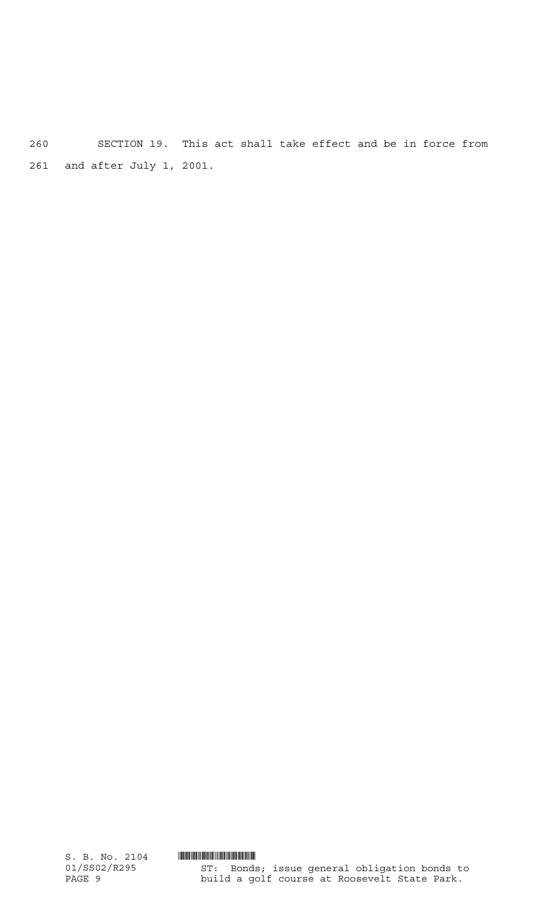260 SECTION 19. This act shall take effect and be in force from

261 and after July 1, 2001.